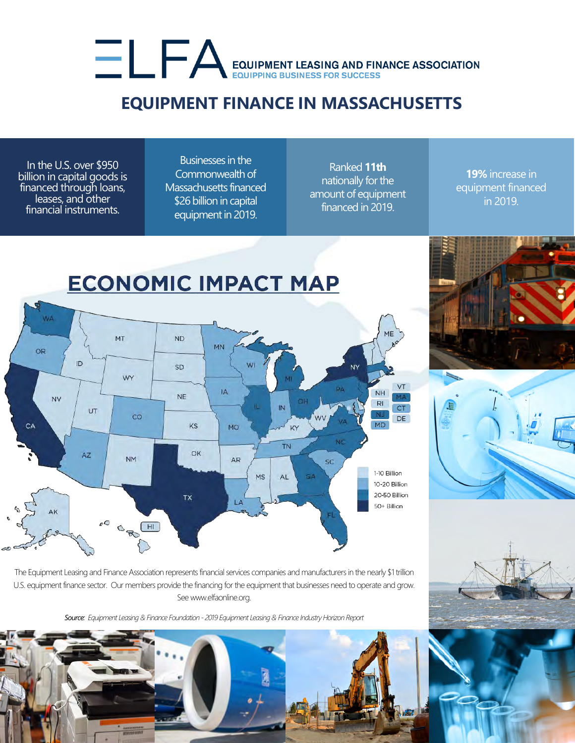EQUIPMENT LEASING AND FINANCE ASSOCIATION
EQUIPPING BUSINESS FOR SUCCESS

# EQUIPMENT FINANCE IN MASSACHUSETTS

In the U.S. over $950 billion in capital goods is financed through loans, leases, and other financial instruments.

Businesses in the Commonwealth of Massachusetts financed $26 billion in capital equipment in 2019.

Ranked **11th** nationally for the amount of equipment financed in 2019.

**19%** increase in equipment financed in 2019.

## ECONOMIC IMPACT MAP

- 1-10 Billion
- 10-20 Billion
- 20-50 Billion
- 50+ Billion

The Equipment Leasing and Finance Association represents financial services companies and manufacturers in the nearly $1 trillion U.S. equipment finance sector. Our members provide the financing for the equipment that businesses need to operate and grow. See www.elfaonline.org.

*Source: Equipment Leasing & Finance Foundation - 2019 Equipment Leasing & Finance Industry Horizon Report*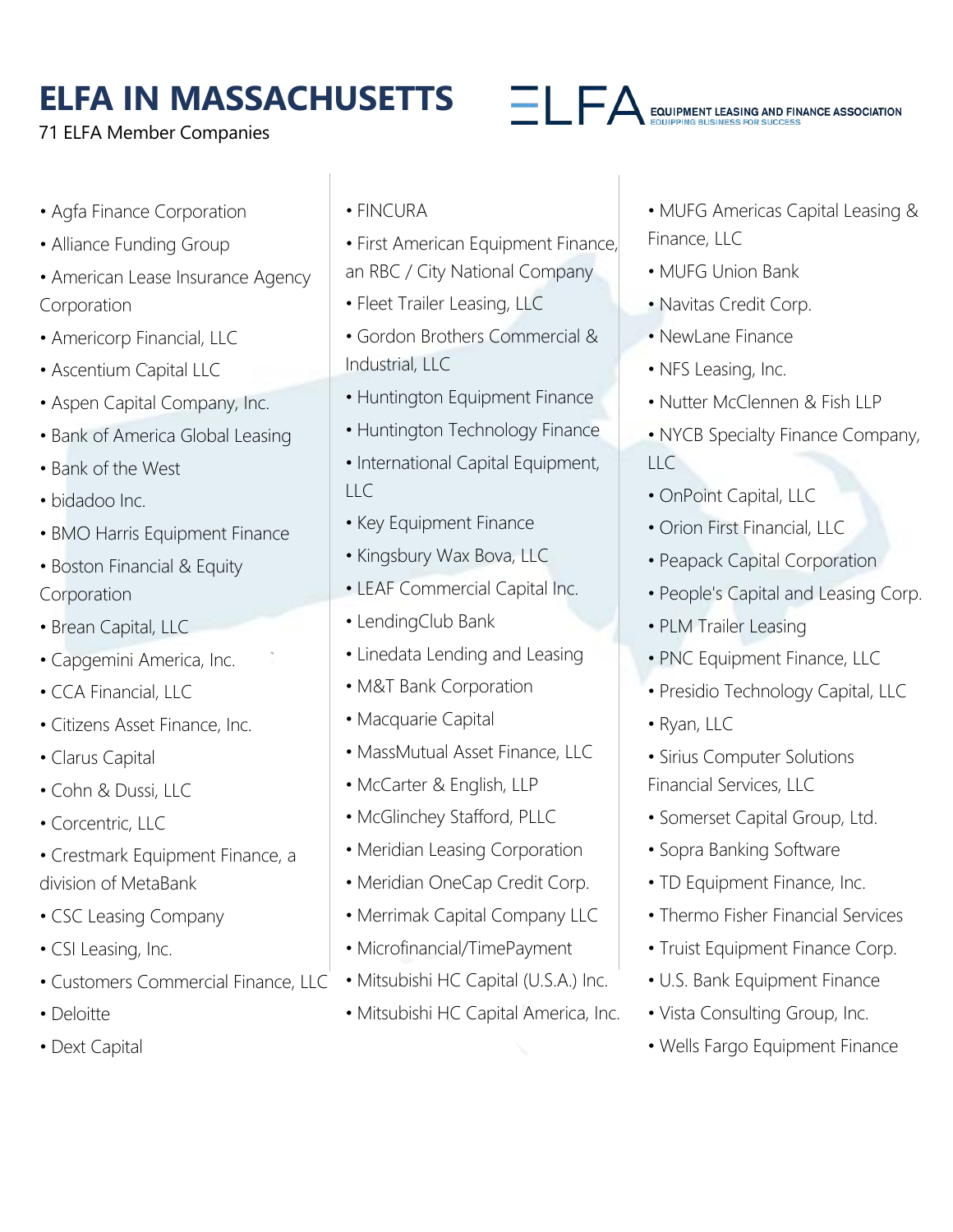# ELFA IN MASSACHUSETTS

71 ELFA Member Companies

EQUIPMENT LEASING AND FINANCE ASSOCIATION
EQUIPPING BUSINESS FOR SUCCESS

- Agfa Finance Corporation
- Alliance Funding Group
- American Lease Insurance Agency Corporation
- Americorp Financial, LLC
- Ascentium Capital LLC
- Aspen Capital Company, Inc.
- Bank of America Global Leasing
- Bank of the West
- bidadoo Inc.
- BMO Harris Equipment Finance
- Boston Financial & Equity Corporation
- Brean Capital, LLC
- Capgemini America, Inc.
- CCA Financial, LLC
- Citizens Asset Finance, Inc.
- Clarus Capital
- Cohn & Dussi, LLC
- Corcentric, LLC
- Crestmark Equipment Finance, a division of MetaBank
- CSC Leasing Company
- CSI Leasing, Inc.
- Customers Commercial Finance, LLC
- Deloitte
- Dext Capital
- FINCURA
- First American Equipment Finance, an RBC / City National Company
- Fleet Trailer Leasing, LLC
- Gordon Brothers Commercial & Industrial, LLC
- Huntington Equipment Finance
- Huntington Technology Finance
- International Capital Equipment, LLC
- Key Equipment Finance
- Kingsbury Wax Bova, LLC
- LEAF Commercial Capital Inc.
- LendingClub Bank
- Linedata Lending and Leasing
- M&T Bank Corporation
- Macquarie Capital
- MassMutual Asset Finance, LLC
- McCarter & English, LLP
- McGlinchey Stafford, PLLC
- Meridian Leasing Corporation
- Meridian OneCap Credit Corp.
- Merrimak Capital Company LLC
- Microfinancial/TimePayment
- Mitsubishi HC Capital (U.S.A.) Inc.
- Mitsubishi HC Capital America, Inc.
- MUFG Americas Capital Leasing & Finance, LLC
- MUFG Union Bank
- Navitas Credit Corp.
- NewLane Finance
- NFS Leasing, Inc.
- Nutter McClennen & Fish LLP
- NYCB Specialty Finance Company, LLC
- OnPoint Capital, LLC
- Orion First Financial, LLC
- Peapack Capital Corporation
- People's Capital and Leasing Corp.
- PLM Trailer Leasing
- PNC Equipment Finance, LLC
- Presidio Technology Capital, LLC
- Ryan, LLC
- Sirius Computer Solutions Financial Services, LLC
- Somerset Capital Group, Ltd.
- Sopra Banking Software
- TD Equipment Finance, Inc.
- Thermo Fisher Financial Services
- Truist Equipment Finance Corp.
- U.S. Bank Equipment Finance
- Vista Consulting Group, Inc.
- Wells Fargo Equipment Finance